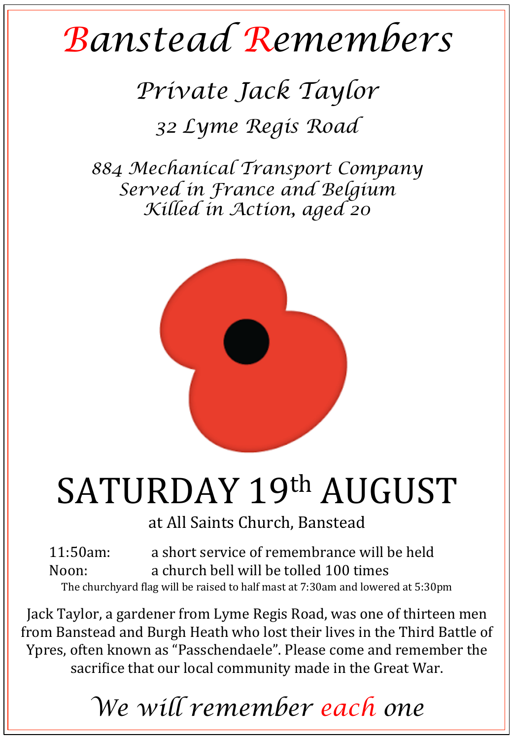# Banstead Remembers

## *Private Jack Taylor*

*32 Lyme Regis Road*

*884 Mechanical Transport Company*
*Served in France and Belgium*
*Killed in Action, aged 20*

## SATURDAY 19th AUGUST

at All Saints Church, Banstead

11:50am: a short service of remembrance will be held
Noon: a church bell will be tolled 100 times

The churchyard flag will be raised to half mast at 7:30am and lowered at 5:30pm

Jack Taylor, a gardener from Lyme Regis Road, was one of thirteen men from Banstead and Burgh Heath who lost their lives in the Third Battle of Ypres, often known as "Passchendaele". Please come and remember the sacrifice that our local community made in the Great War.

*We will remember each one*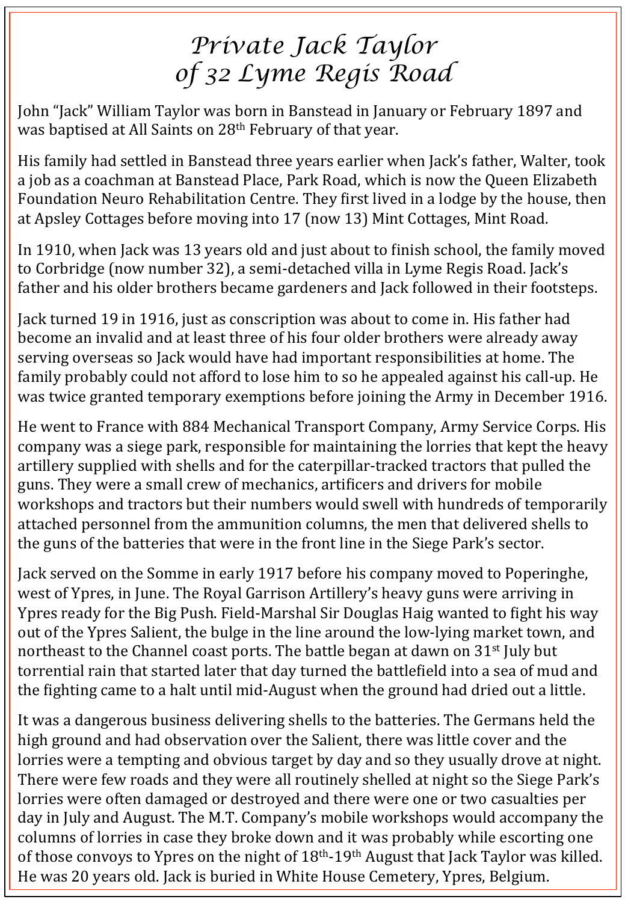# *Private Jack Taylor of 32 Lyme Regis Road*

John "Jack" William Taylor was born in Banstead in January or February 1897 and was baptised at All Saints on 28th February of that year.

His family had settled in Banstead three years earlier when Jack's father, Walter, took a job as a coachman at Banstead Place, Park Road, which is now the Queen Elizabeth Foundation Neuro Rehabilitation Centre. They first lived in a lodge by the house, then at Apsley Cottages before moving into 17 (now 13) Mint Cottages, Mint Road.

In 1910, when Jack was 13 years old and just about to finish school, the family moved to Corbridge (now number 32), a semi-detached villa in Lyme Regis Road. Jack's father and his older brothers became gardeners and Jack followed in their footsteps.

Jack turned 19 in 1916, just as conscription was about to come in. His father had become an invalid and at least three of his four older brothers were already away serving overseas so Jack would have had important responsibilities at home. The family probably could not afford to lose him to so he appealed against his call-up. He was twice granted temporary exemptions before joining the Army in December 1916.

He went to France with 884 Mechanical Transport Company, Army Service Corps. His company was a siege park, responsible for maintaining the lorries that kept the heavy artillery supplied with shells and for the caterpillar-tracked tractors that pulled the guns. They were a small crew of mechanics, artificers and drivers for mobile workshops and tractors but their numbers would swell with hundreds of temporarily attached personnel from the ammunition columns, the men that delivered shells to the guns of the batteries that were in the front line in the Siege Park's sector.

Jack served on the Somme in early 1917 before his company moved to Poperinghe, west of Ypres, in June. The Royal Garrison Artillery's heavy guns were arriving in Ypres ready for the Big Push. Field-Marshal Sir Douglas Haig wanted to fight his way out of the Ypres Salient, the bulge in the line around the low-lying market town, and northeast to the Channel coast ports. The battle began at dawn on 31st July but torrential rain that started later that day turned the battlefield into a sea of mud and the fighting came to a halt until mid-August when the ground had dried out a little.

It was a dangerous business delivering shells to the batteries. The Germans held the high ground and had observation over the Salient, there was little cover and the lorries were a tempting and obvious target by day and so they usually drove at night. There were few roads and they were all routinely shelled at night so the Siege Park's lorries were often damaged or destroyed and there were one or two casualties per day in July and August. The M.T. Company's mobile workshops would accompany the columns of lorries in case they broke down and it was probably while escorting one of those convoys to Ypres on the night of 18th-19th August that Jack Taylor was killed. He was 20 years old. Jack is buried in White House Cemetery, Ypres, Belgium.